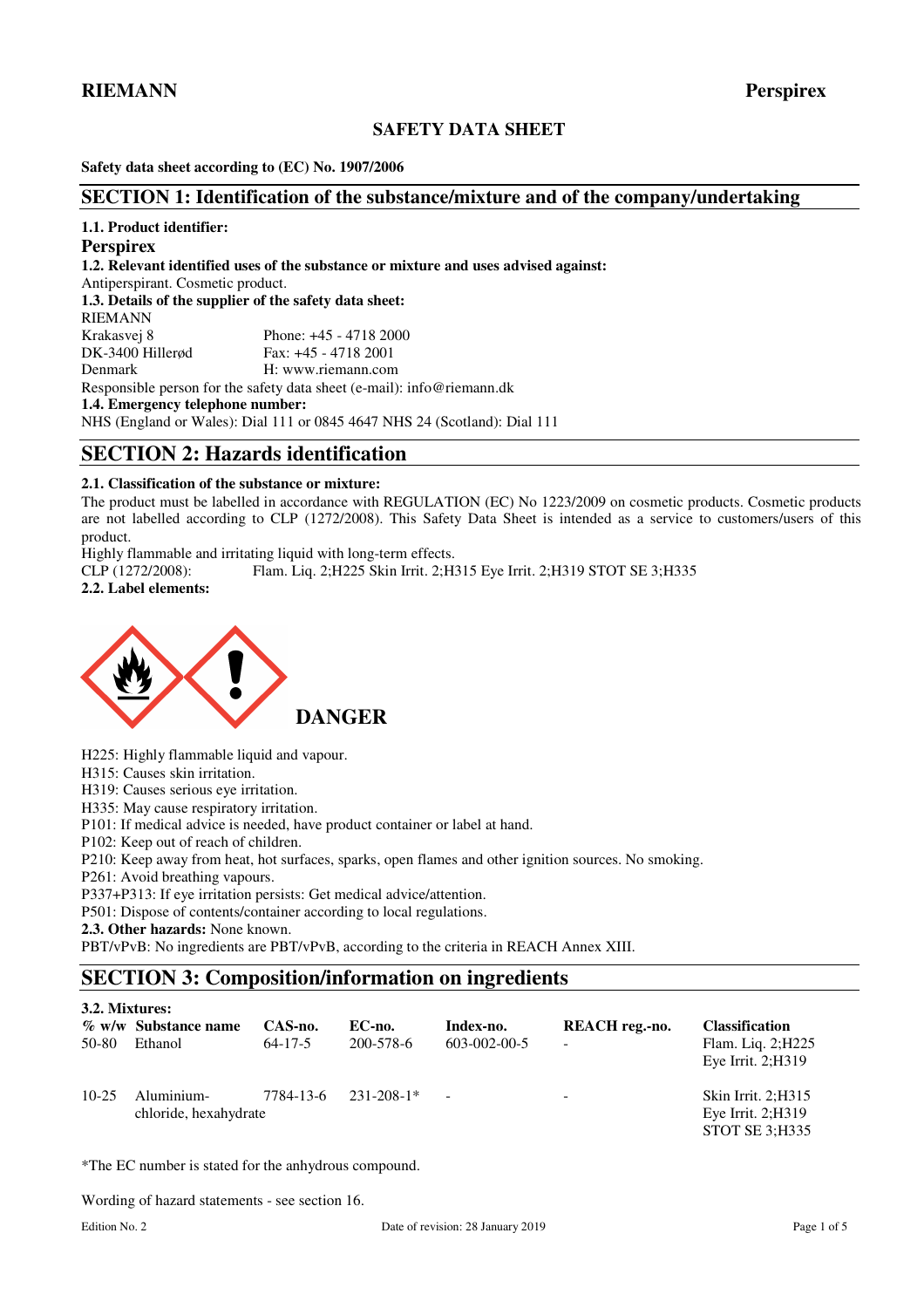**RIEMANN** **Perspirex**

# SAFETY DATA SHEET

**Safety data sheet according to (EC) No. 1907/2006**

## SECTION 1: Identification of the substance/mixture and of the company/undertaking

**1.1. Product identifier:**

**Perspirex**

**1.2. Relevant identified uses of the substance or mixture and uses advised against:**

Antiperspirant. Cosmetic product.

**1.3. Details of the supplier of the safety data sheet:**

RIEMANN
Krakasvej 8
DK-3400 Hillerød
Denmark

Phone: +45 - 4718 2000
Fax: +45 - 4718 2001
H: www.riemann.com

Responsible person for the safety data sheet (e-mail): info@riemann.dk

**1.4. Emergency telephone number:**

NHS (England or Wales): Dial 111 or 0845 4647 NHS 24 (Scotland): Dial 111

## SECTION 2: Hazards identification

**2.1. Classification of the substance or mixture:**

The product must be labelled in accordance with REGULATION (EC) No 1223/2009 on cosmetic products. Cosmetic products are not labelled according to CLP (1272/2008). This Safety Data Sheet is intended as a service to customers/users of this product.

Highly flammable and irritating liquid with long-term effects.

CLP (1272/2008): Flam. Liq. 2;H225 Skin Irrit. 2;H315 Eye Irrit. 2;H319 STOT SE 3;H335

**2.2. Label elements:**

**DANGER**

H225: Highly flammable liquid and vapour.
H315: Causes skin irritation.
H319: Causes serious eye irritation.
H335: May cause respiratory irritation.
P101: If medical advice is needed, have product container or label at hand.
P102: Keep out of reach of children.
P210: Keep away from heat, hot surfaces, sparks, open flames and other ignition sources. No smoking.
P261: Avoid breathing vapours.
P337+P313: If eye irritation persists: Get medical advice/attention.
P501: Dispose of contents/container according to local regulations.

**2.3. Other hazards:** None known.

PBT/vPvB: No ingredients are PBT/vPvB, according to the criteria in REACH Annex XIII.

## SECTION 3: Composition/information on ingredients

**3.2. Mixtures:**

| % w/w | Substance name | CAS-no. | EC-no. | Index-no. | REACH reg.-no. | Classification |
|---|---|---|---|---|---|---|
| 50-80 | Ethanol | 64-17-5 | 200-578-6 | 603-002-00-5 | - | Flam. Liq. 2;H225 Eye Irrit. 2;H319 |
| 10-25 | Aluminium-chloride, hexahydrate | 7784-13-6 | 231-208-1* | - | - | Skin Irrit. 2;H315 Eye Irrit. 2;H319 STOT SE 3;H335 |

*The EC number is stated for the anhydrous compound.

Wording of hazard statements - see section 16.

Edition No. 2 Date of revision: 28 January 2019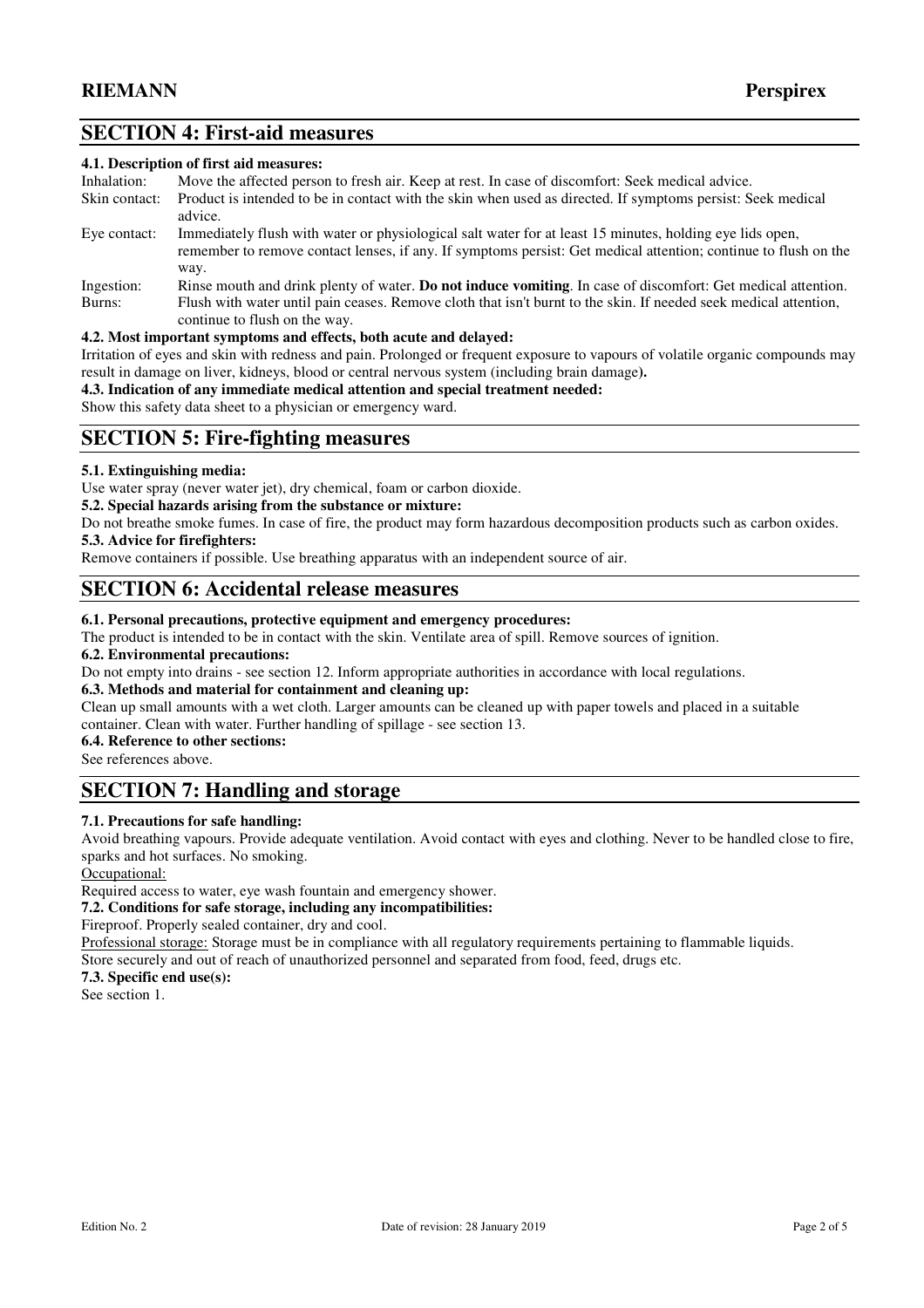## SECTION 4: First-aid measures

**4.1. Description of first aid measures:**

Inhalation: Move the affected person to fresh air. Keep at rest. In case of discomfort: Seek medical advice.

Skin contact: Product is intended to be in contact with the skin when used as directed. If symptoms persist: Seek medical advice.

Eye contact: Immediately flush with water or physiological salt water for at least 15 minutes, holding eye lids open, remember to remove contact lenses, if any. If symptoms persist: Get medical attention; continue to flush on the way.

Ingestion: Rinse mouth and drink plenty of water. **Do not induce vomiting**. In case of discomfort: Get medical attention.

Burns: Flush with water until pain ceases. Remove cloth that isn't burnt to the skin. If needed seek medical attention, continue to flush on the way.

**4.2. Most important symptoms and effects, both acute and delayed:**

Irritation of eyes and skin with redness and pain. Prolonged or frequent exposure to vapours of volatile organic compounds may result in damage on liver, kidneys, blood or central nervous system (including brain damage**).**

**4.3. Indication of any immediate medical attention and special treatment needed:**

Show this safety data sheet to a physician or emergency ward.

## SECTION 5: Fire-fighting measures

**5.1. Extinguishing media:**

Use water spray (never water jet), dry chemical, foam or carbon dioxide.

**5.2. Special hazards arising from the substance or mixture:**

Do not breathe smoke fumes. In case of fire, the product may form hazardous decomposition products such as carbon oxides.

**5.3. Advice for firefighters:**

Remove containers if possible. Use breathing apparatus with an independent source of air.

## SECTION 6: Accidental release measures

**6.1. Personal precautions, protective equipment and emergency procedures:**

The product is intended to be in contact with the skin. Ventilate area of spill. Remove sources of ignition.

**6.2. Environmental precautions:**

Do not empty into drains - see section 12. Inform appropriate authorities in accordance with local regulations.

**6.3. Methods and material for containment and cleaning up:**

Clean up small amounts with a wet cloth. Larger amounts can be cleaned up with paper towels and placed in a suitable container. Clean with water. Further handling of spillage - see section 13.

**6.4. Reference to other sections:**

See references above.

## SECTION 7: Handling and storage

**7.1. Precautions for safe handling:**

Avoid breathing vapours. Provide adequate ventilation. Avoid contact with eyes and clothing. Never to be handled close to fire, sparks and hot surfaces. No smoking.

Occupational:

Required access to water, eye wash fountain and emergency shower.

**7.2. Conditions for safe storage, including any incompatibilities:**

Fireproof. Properly sealed container, dry and cool.

Professional storage: Storage must be in compliance with all regulatory requirements pertaining to flammable liquids.

Store securely and out of reach of unauthorized personnel and separated from food, feed, drugs etc.

**7.3. Specific end use(s):**

See section 1.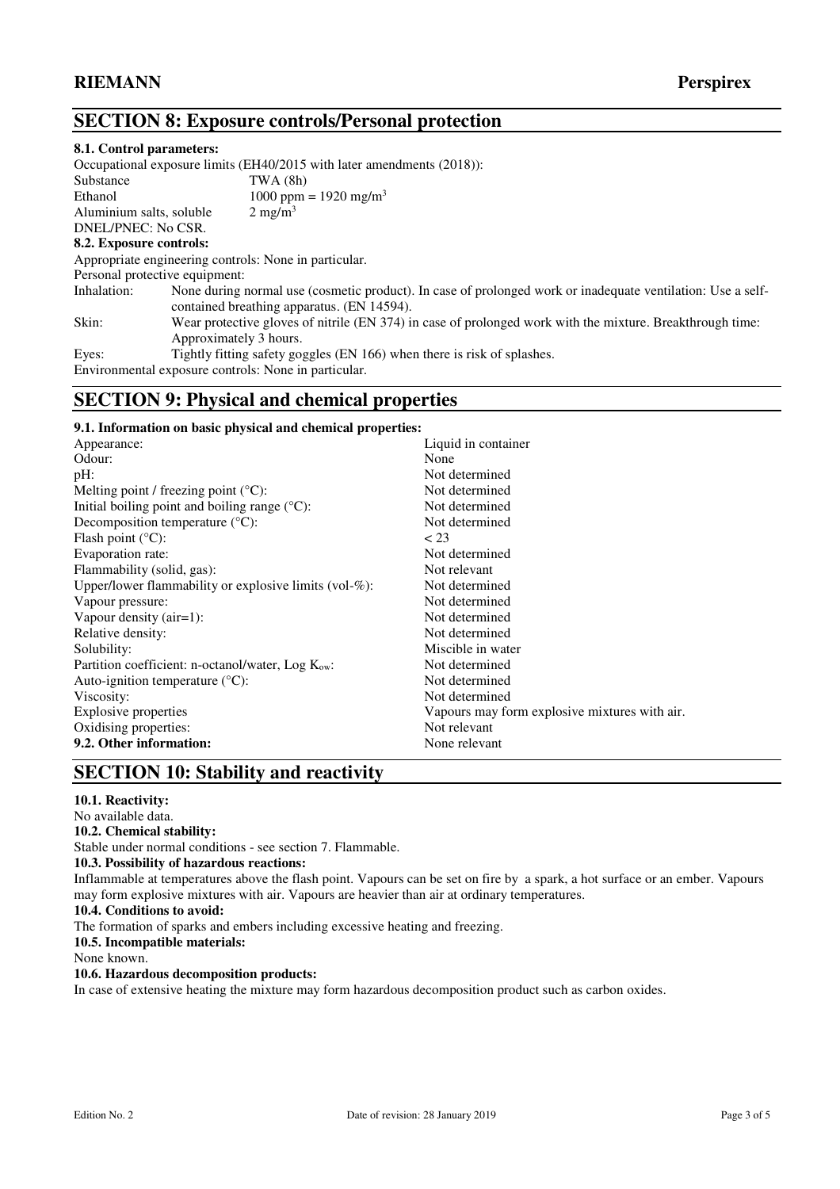## SECTION 8: Exposure controls/Personal protection

**8.1. Control parameters:**

Occupational exposure limits (EH40/2015 with later amendments (2018)):

| Substance | TWA (8h) |
|---|---|
| Ethanol | 1000 ppm = 1920 mg/m$^3$ |
| Aluminium salts, soluble | 2 mg/m$^3$ |

DNEL/PNEC: No CSR.

**8.2. Exposure controls:**

Appropriate engineering controls: None in particular.

Personal protective equipment:

| | |
|---|---|
| Inhalation: | None during normal use (cosmetic product). In case of prolonged work or inadequate ventilation: Use a self-contained breathing apparatus. (EN 14594). |
| Skin: | Wear protective gloves of nitrile (EN 374) in case of prolonged work with the mixture. Breakthrough time: Approximately 3 hours. |
| Eyes: | Tightly fitting safety goggles (EN 166) when there is risk of splashes. |

Environmental exposure controls: None in particular.

## SECTION 9: Physical and chemical properties

**9.1. Information on basic physical and chemical properties:**

| | |
|---|---|
| Appearance: | Liquid in container |
| Odour: | None |
| pH: | Not determined |
| Melting point / freezing point (°C): | Not determined |
| Initial boiling point and boiling range (°C): | Not determined |
| Decomposition temperature (°C): | Not determined |
| Flash point (°C): | < 23 |
| Evaporation rate: | Not determined |
| Flammability (solid, gas): | Not relevant |
| Upper/lower flammability or explosive limits (vol-%): | Not determined |
| Vapour pressure: | Not determined |
| Vapour density (air=1): | Not determined |
| Relative density: | Not determined |
| Solubility: | Miscible in water |
| Partition coefficient: n-octanol/water, Log $K_{ow}$: | Not determined |
| Auto-ignition temperature (°C): | Not determined |
| Viscosity: | Not determined |
| Explosive properties | Vapours may form explosive mixtures with air. |
| Oxidising properties: | Not relevant |
| **9.2. Other information:** | None relevant |

## SECTION 10: Stability and reactivity

**10.1. Reactivity:**

No available data.

**10.2. Chemical stability:**

Stable under normal conditions - see section 7. Flammable.

**10.3. Possibility of hazardous reactions:**

Inflammable at temperatures above the flash point. Vapours can be set on fire by a spark, a hot surface or an ember. Vapours may form explosive mixtures with air. Vapours are heavier than air at ordinary temperatures.

**10.4. Conditions to avoid:**

The formation of sparks and embers including excessive heating and freezing.

**10.5. Incompatible materials:**

None known.

**10.6. Hazardous decomposition products:**

In case of extensive heating the mixture may form hazardous decomposition product such as carbon oxides.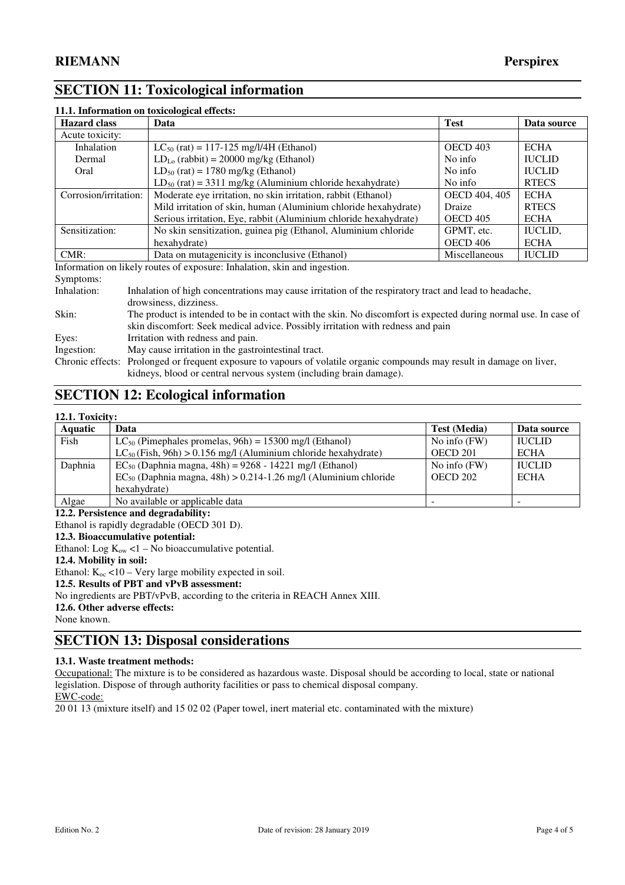## SECTION 11: Toxicological information

### 11.1. Information on toxicological effects:

| Hazard class | Data | Test | Data source |
|---|---|---|---|
| Acute toxicity: | | | |
| Inhalation | $LC_{50}$ (rat) = 117-125 mg/l/4H (Ethanol) | OECD 403 | ECHA |
| Dermal | $LD_{Lo}$ (rabbit) = 20000 mg/kg (Ethanol) | No info | IUCLID |
| Oral | $LD_{50}$ (rat) = 1780 mg/kg (Ethanol) | No info | IUCLID |
| | $LD_{50}$ (rat) = 3311 mg/kg (Aluminium chloride hexahydrate) | No info | RTECS |
| Corrosion/irritation: | Moderate eye irritation, no skin irritation, rabbit (Ethanol) | OECD 404, 405 | ECHA |
| | Mild irritation of skin, human (Aluminium chloride hexahydrate) | Draize | RTECS |
| | Serious irritation, Eye, rabbit (Aluminium chloride hexahydrate) | OECD 405 | ECHA |
| Sensitization: | No skin sensitization, guinea pig (Ethanol, Aluminium chloride hexahydrate) | GPMT, etc. OECD 406 | IUCLID, ECHA |
| CMR: | Data on mutagenicity is inconclusive (Ethanol) | Miscellaneous | IUCLID |

Information on likely routes of exposure: Inhalation, skin and ingestion.

Symptoms:

Inhalation: Inhalation of high concentrations may cause irritation of the respiratory tract and lead to headache, drowsiness, dizziness.

Skin: The product is intended to be in contact with the skin. No discomfort is expected during normal use. In case of skin discomfort: Seek medical advice. Possibly irritation with redness and pain

Eyes: Irritation with redness and pain.

Ingestion: May cause irritation in the gastrointestinal tract.

Chronic effects: Prolonged or frequent exposure to vapours of volatile organic compounds may result in damage on liver, kidneys, blood or central nervous system (including brain damage).

## SECTION 12: Ecological information

### 12.1. Toxicity:

| Aquatic | Data | Test (Media) | Data source |
|---|---|---|---|
| Fish | $LC_{50}$ (Pimephales promelas, 96h) = 15300 mg/l (Ethanol) | No info (FW) | IUCLID |
| | $LC_{50}$ (Fish, 96h) > 0.156 mg/l (Aluminium chloride hexahydrate) | OECD 201 | ECHA |
| Daphnia | $EC_{50}$ (Daphnia magna, 48h) = 9268 - 14221 mg/l (Ethanol) | No info (FW) | IUCLID |
| | $EC_{50}$ (Daphnia magna, 48h) > 0.214-1.26 mg/l (Aluminium chloride hexahydrate) | OECD 202 | ECHA |
| Algae | No available or applicable data | - | - |

**12.2. Persistence and degradability:**

Ethanol is rapidly degradable (OECD 301 D).

**12.3. Bioaccumulative potential:**

Ethanol: Log $K_{ow}$ <1 – No bioaccumulative potential.

**12.4. Mobility in soil:**

Ethanol: $K_{oc}$ <10 – Very large mobility expected in soil.

**12.5. Results of PBT and vPvB assessment:**

No ingredients are PBT/vPvB, according to the criteria in REACH Annex XIII.

**12.6. Other adverse effects:**

None known.

## SECTION 13: Disposal considerations

### 13.1. Waste treatment methods:

Occupational: The mixture is to be considered as hazardous waste. Disposal should be according to local, state or national legislation. Dispose of through authority facilities or pass to chemical disposal company.

EWC-code:

20 01 13 (mixture itself) and 15 02 02 (Paper towel, inert material etc. contaminated with the mixture)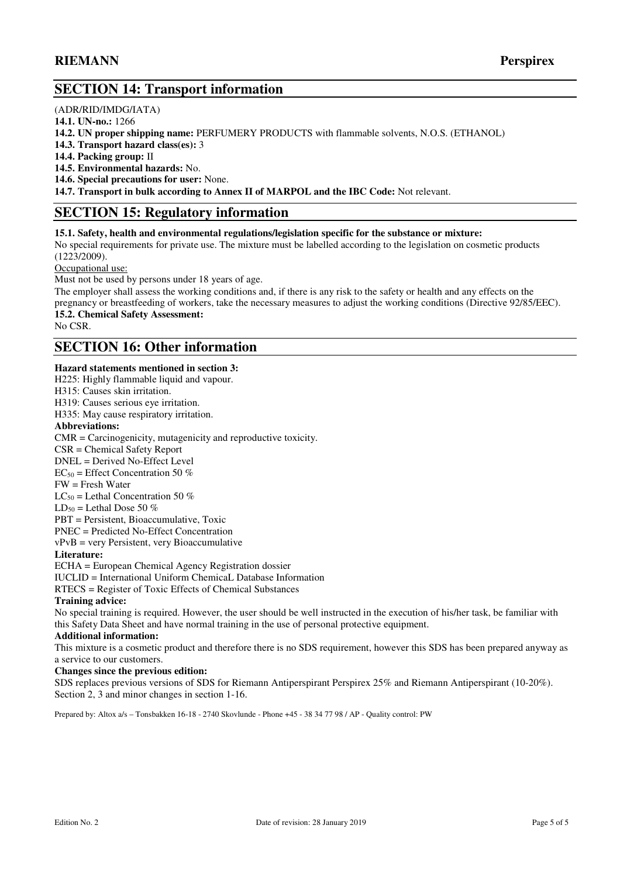## SECTION 14: Transport information

(ADR/RID/IMDG/IATA)

**14.1. UN-no.:** 1266

**14.2. UN proper shipping name:** PERFUMERY PRODUCTS with flammable solvents, N.O.S. (ETHANOL)

**14.3. Transport hazard class(es):** 3

**14.4. Packing group:** II

**14.5. Environmental hazards:** No.

**14.6. Special precautions for user:** None.

**14.7. Transport in bulk according to Annex II of MARPOL and the IBC Code:** Not relevant.

## SECTION 15: Regulatory information

**15.1. Safety, health and environmental regulations/legislation specific for the substance or mixture:**

No special requirements for private use. The mixture must be labelled according to the legislation on cosmetic products (1223/2009).

Occupational use:

Must not be used by persons under 18 years of age.

The employer shall assess the working conditions and, if there is any risk to the safety or health and any effects on the pregnancy or breastfeeding of workers, take the necessary measures to adjust the working conditions (Directive 92/85/EEC).

**15.2. Chemical Safety Assessment:**

No CSR.

## SECTION 16: Other information

**Hazard statements mentioned in section 3:**

H225: Highly flammable liquid and vapour.
H315: Causes skin irritation.
H319: Causes serious eye irritation.
H335: May cause respiratory irritation.

**Abbreviations:**

CMR = Carcinogenicity, mutagenicity and reproductive toxicity.
CSR = Chemical Safety Report
DNEL = Derived No-Effect Level
$EC_{50}$ = Effect Concentration 50 %
FW = Fresh Water
$LC_{50}$ = Lethal Concentration 50 %
$LD_{50}$ = Lethal Dose 50 %
PBT = Persistent, Bioaccumulative, Toxic
PNEC = Predicted No-Effect Concentration
vPvB = very Persistent, very Bioaccumulative

**Literature:**

ECHA = European Chemical Agency Registration dossier
IUCLID = International Uniform ChemicaL Database Information
RTECS = Register of Toxic Effects of Chemical Substances

**Training advice:**

No special training is required. However, the user should be well instructed in the execution of his/her task, be familiar with this Safety Data Sheet and have normal training in the use of personal protective equipment.

**Additional information:**

This mixture is a cosmetic product and therefore there is no SDS requirement, however this SDS has been prepared anyway as a service to our customers.

**Changes since the previous edition:**

SDS replaces previous versions of SDS for Riemann Antiperspirant Perspirex 25% and Riemann Antiperspirant (10-20%). Section 2, 3 and minor changes in section 1-16.

Prepared by: Altox a/s – Tonsbakken 16-18 - 2740 Skovlunde - Phone +45 - 38 34 77 98 / AP - Quality control: PW